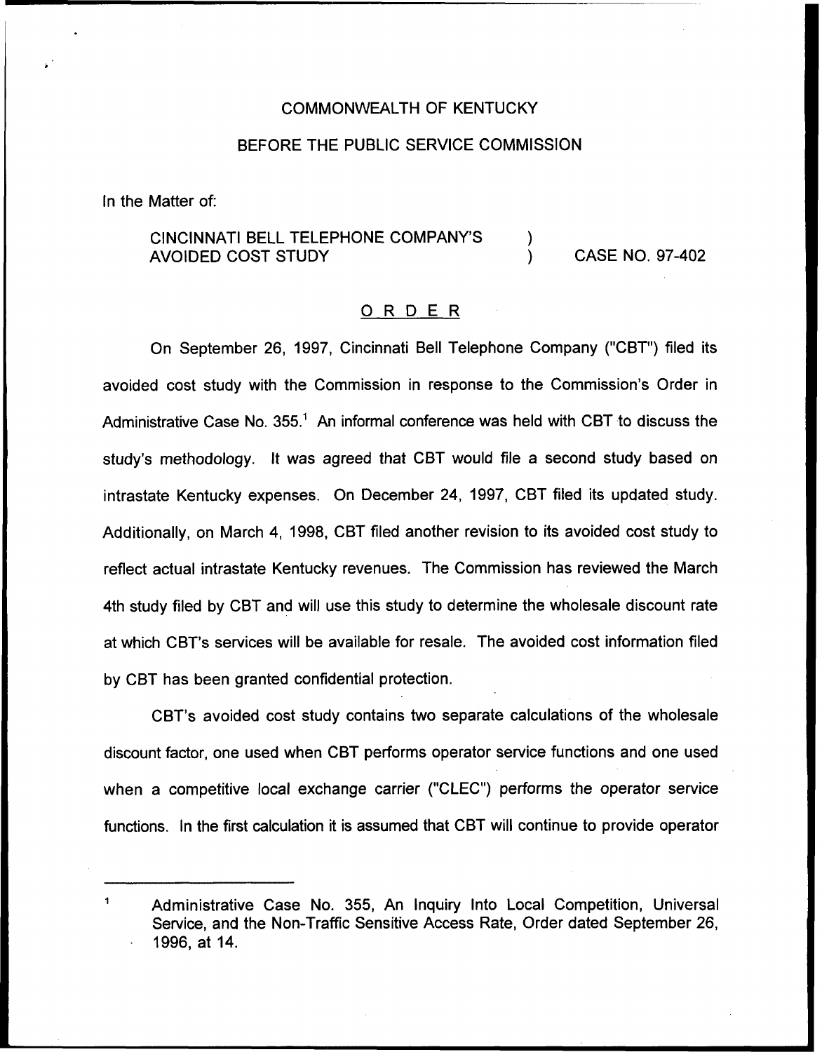COMMONWEALTH OF KENTUCKY

BEFORE THE PUBLIC SERVICE COMMISSION

In the Matter of:

CINCINNATI BELL TELEPHONE COMPANY'S AVOIDED COST STUDY ) CASE NO. 97-402

# ORDER

On September 26, 1997, Cincinnati Bell Telephone Company ("CBT") filed its avoided cost study with the Commission in response to the Commission's Order in Administrative Case No. 355.[1] An informal conference was held with CBT to discuss the study's methodology. It was agreed that CBT would file a second study based on intrastate Kentucky expenses. On December 24, 1997, CBT filed its updated study. Additionally, on March 4, 1998, CBT filed another revision to its avoided cost study to reflect actual intrastate Kentucky revenues. The Commission has reviewed the March 4th study filed by CBT and will use this study to determine the wholesale discount rate at which CBT's services will be available for resale. The avoided cost information filed by CBT has been granted confidential protection.

CBT's avoided cost study contains two separate calculations of the wholesale discount factor, one used when CBT performs operator service functions and one used when a competitive local exchange carrier ("CLEC") performs the operator service functions. In the first calculation it is assumed that CBT will continue to provide operator

[1] Administrative Case No. 355, An Inquiry Into Local Competition, Universal Service, and the Non-Traffic Sensitive Access Rate, Order dated September 26, 1996, at 14.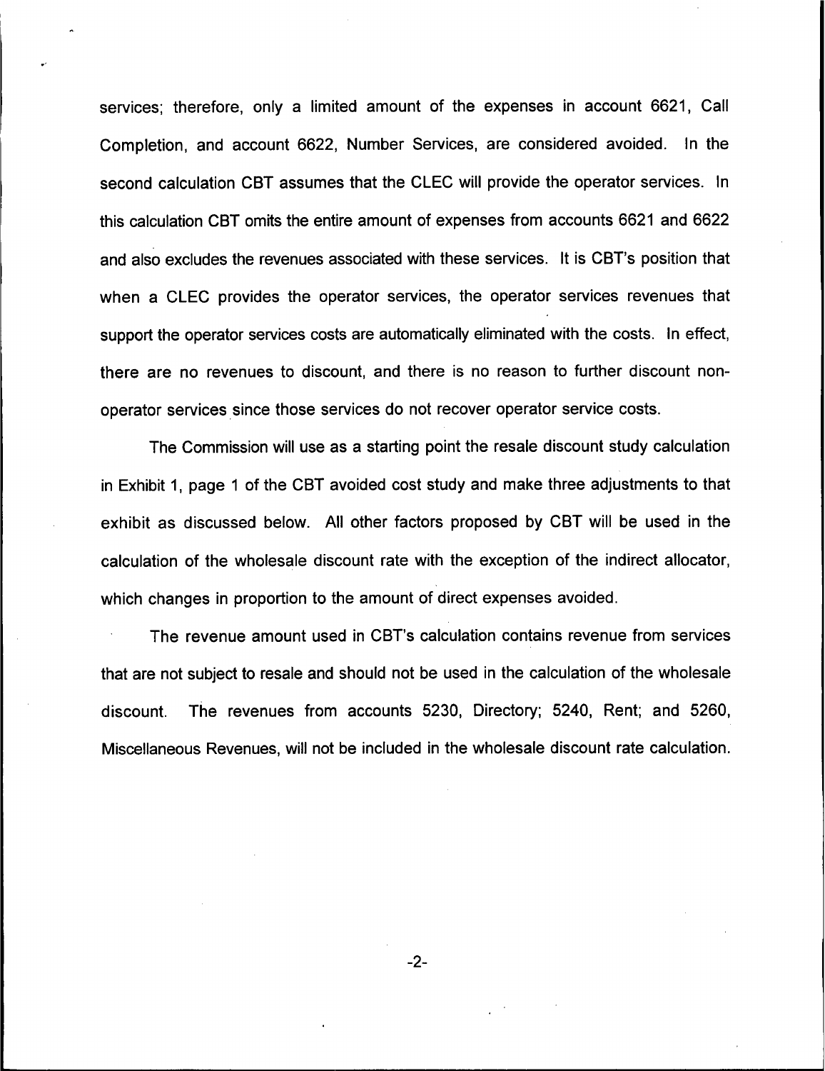services; therefore, only a limited amount of the expenses in account 6621, Call Completion, and account 6622, Number Services, are considered avoided. In the second calculation CBT assumes that the CLEC will provide the operator services. In this calculation CBT omits the entire amount of expenses from accounts 6621 and 6622 and also excludes the revenues associated with these services. It is CBT's position that when a CLEC provides the operator services, the operator services revenues that support the operator services costs are automatically eliminated with the costs. In effect, there are no revenues to discount, and there is no reason to further discount non-operator services since those services do not recover operator service costs.

The Commission will use as a starting point the resale discount study calculation in Exhibit 1, page 1 of the CBT avoided cost study and make three adjustments to that exhibit as discussed below. All other factors proposed by CBT will be used in the calculation of the wholesale discount rate with the exception of the indirect allocator, which changes in proportion to the amount of direct expenses avoided.

The revenue amount used in CBT's calculation contains revenue from services that are not subject to resale and should not be used in the calculation of the wholesale discount. The revenues from accounts 5230, Directory; 5240, Rent; and 5260, Miscellaneous Revenues, will not be included in the wholesale discount rate calculation.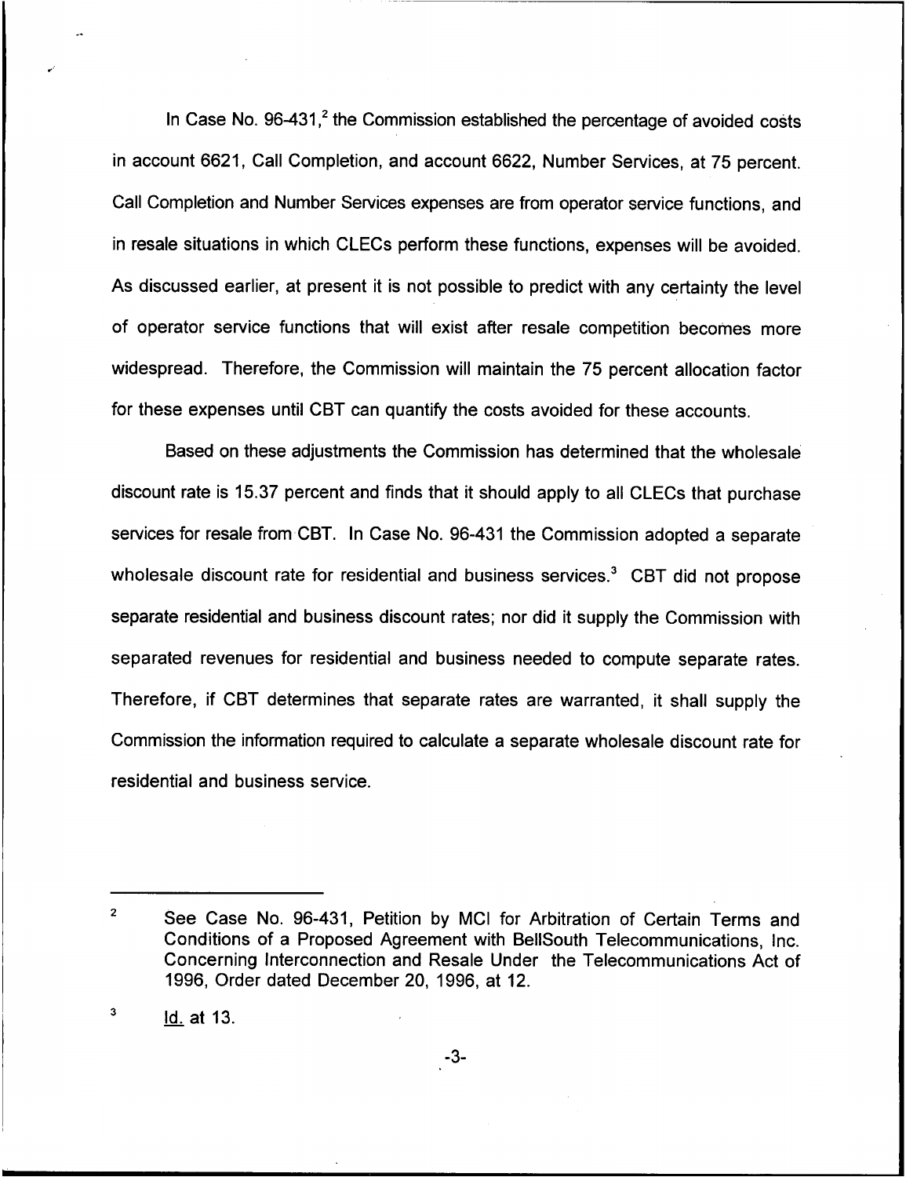In Case No. 96-431,[2] the Commission established the percentage of avoided costs in account 6621, Call Completion, and account 6622, Number Services, at 75 percent. Call Completion and Number Services expenses are from operator service functions, and in resale situations in which CLECs perform these functions, expenses will be avoided. As discussed earlier, at present it is not possible to predict with any certainty the level of operator service functions that will exist after resale competition becomes more widespread. Therefore, the Commission will maintain the 75 percent allocation factor for these expenses until CBT can quantify the costs avoided for these accounts.

Based on these adjustments the Commission has determined that the wholesale discount rate is 15.37 percent and finds that it should apply to all CLECs that purchase services for resale from CBT. In Case No. 96-431 the Commission adopted a separate wholesale discount rate for residential and business services.[3] CBT did not propose separate residential and business discount rates; nor did it supply the Commission with separated revenues for residential and business needed to compute separate rates. Therefore, if CBT determines that separate rates are warranted, it shall supply the Commission the information required to calculate a separate wholesale discount rate for residential and business service.

---

[2] See Case No. 96-431, Petition by MCI for Arbitration of Certain Terms and Conditions of a Proposed Agreement with BellSouth Telecommunications, Inc. Concerning Interconnection and Resale Under the Telecommunications Act of 1996, Order dated December 20, 1996, at 12.

[3] Id. at 13.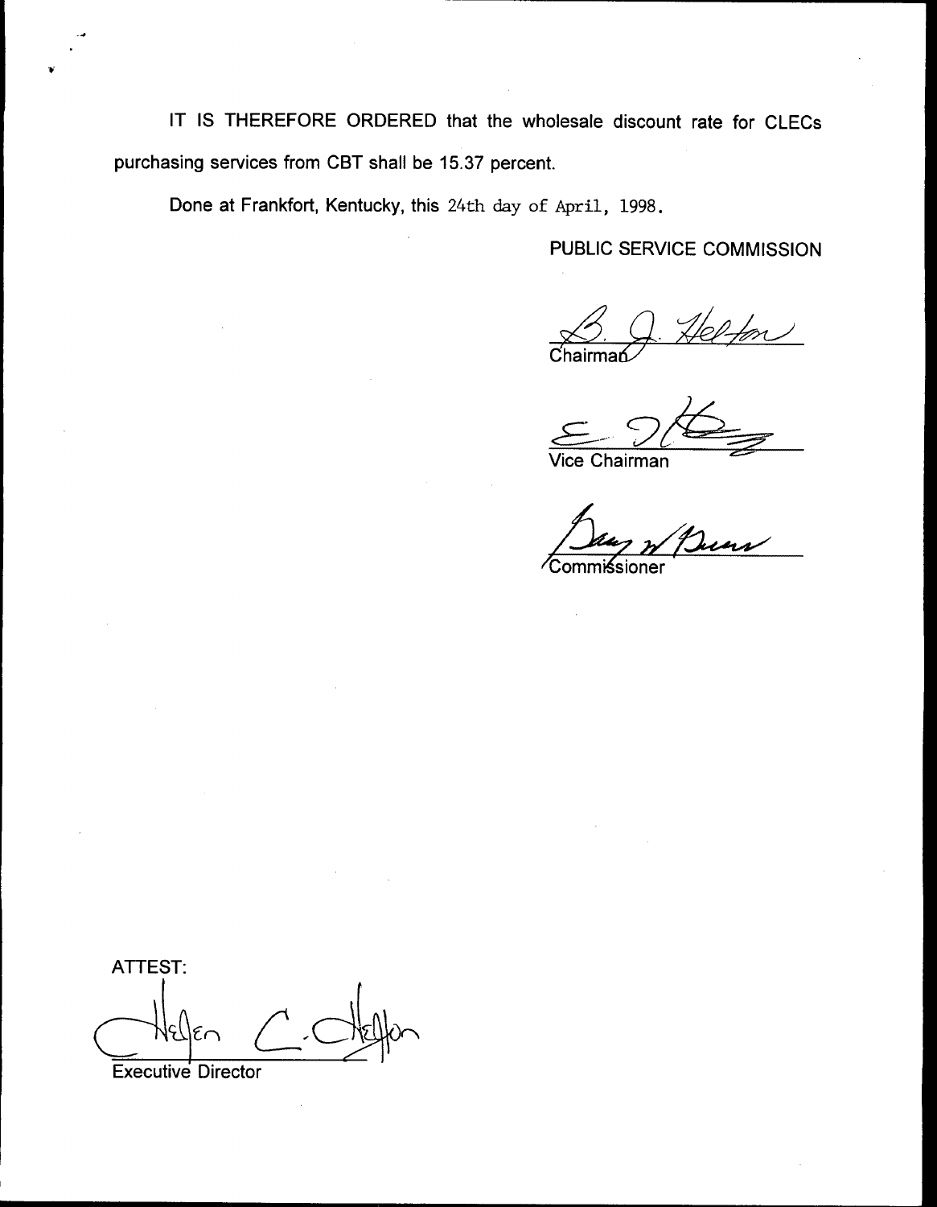IT IS THEREFORE ORDERED that the wholesale discount rate for CLECs purchasing services from CBT shall be 15.37 percent.

Done at Frankfort, Kentucky, this 24th day of April, 1998.

PUBLIC SERVICE COMMISSION

Chairman

Vice Chairman

Commissioner

ATTEST:

Executive Director